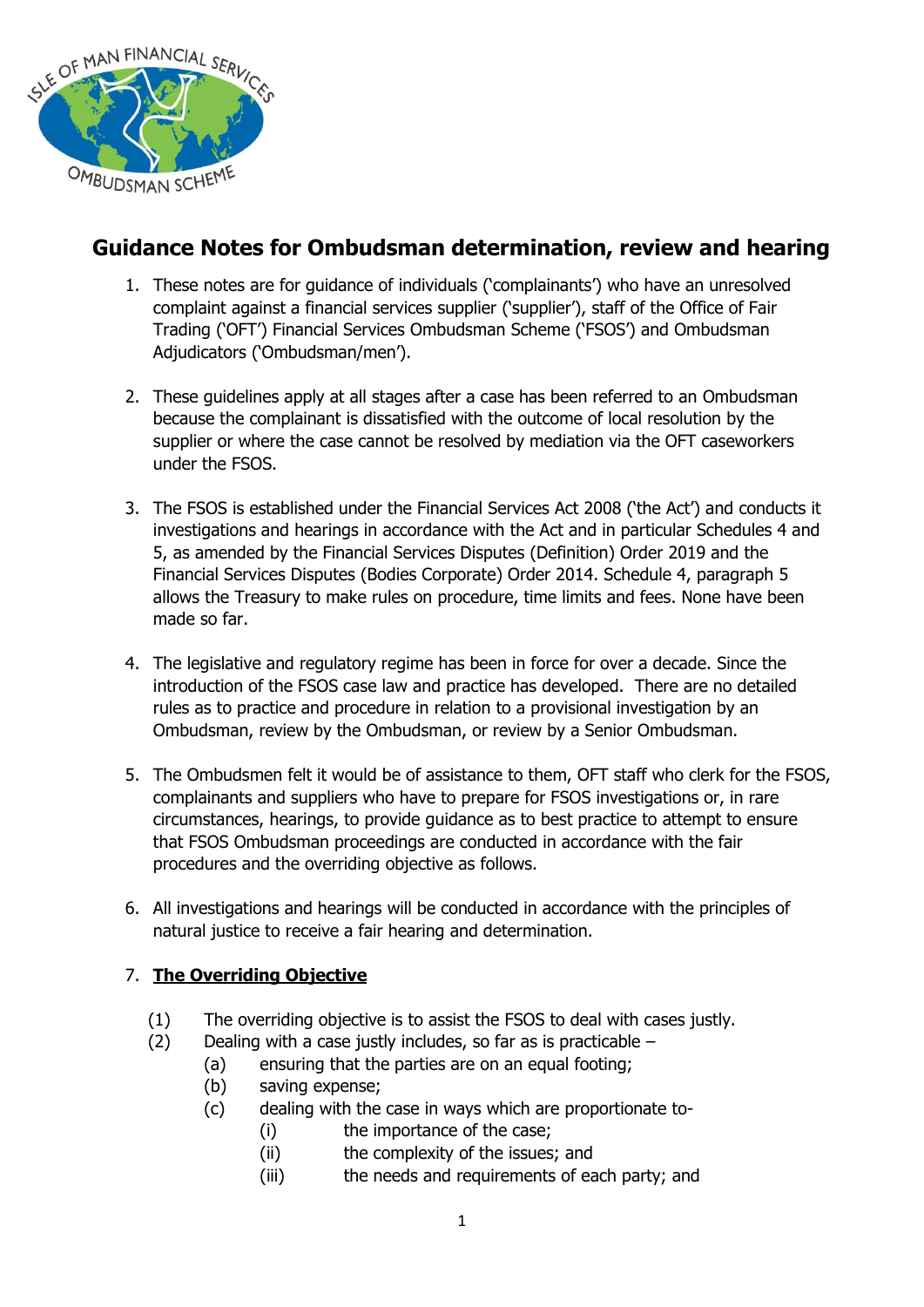# Guidance Notes for Ombudsman determination, review and hearing

1. These notes are for guidance of individuals ('complainants') who have an unresolved complaint against a financial services supplier ('supplier'), staff of the Office of Fair Trading ('OFT') Financial Services Ombudsman Scheme ('FSOS') and Ombudsman Adjudicators ('Ombudsman/men').

2. These guidelines apply at all stages after a case has been referred to an Ombudsman because the complainant is dissatisfied with the outcome of local resolution by the supplier or where the case cannot be resolved by mediation via the OFT caseworkers under the FSOS.

3. The FSOS is established under the Financial Services Act 2008 ('the Act') and conducts it investigations and hearings in accordance with the Act and in particular Schedules 4 and 5, as amended by the Financial Services Disputes (Definition) Order 2019 and the Financial Services Disputes (Bodies Corporate) Order 2014. Schedule 4, paragraph 5 allows the Treasury to make rules on procedure, time limits and fees. None have been made so far.

4. The legislative and regulatory regime has been in force for over a decade. Since the introduction of the FSOS case law and practice has developed. There are no detailed rules as to practice and procedure in relation to a provisional investigation by an Ombudsman, review by the Ombudsman, or review by a Senior Ombudsman.

5. The Ombudsmen felt it would be of assistance to them, OFT staff who clerk for the FSOS, complainants and suppliers who have to prepare for FSOS investigations or, in rare circumstances, hearings, to provide guidance as to best practice to attempt to ensure that FSOS Ombudsman proceedings are conducted in accordance with the fair procedures and the overriding objective as follows.

6. All investigations and hearings will be conducted in accordance with the principles of natural justice to receive a fair hearing and determination.

7. **The Overriding Objective**

   (1) The overriding objective is to assist the FSOS to deal with cases justly.

   (2) Dealing with a case justly includes, so far as is practicable –

      (a) ensuring that the parties are on an equal footing;

      (b) saving expense;

      (c) dealing with the case in ways which are proportionate to-

         (i) the importance of the case;

         (ii) the complexity of the issues; and

         (iii) the needs and requirements of each party; and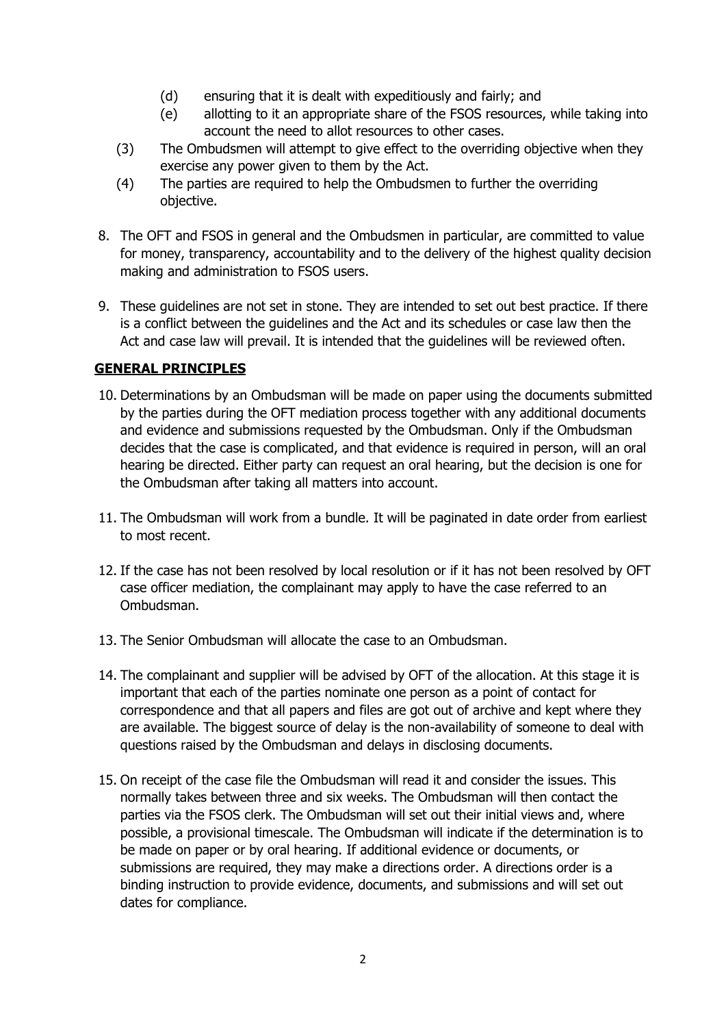(d) ensuring that it is dealt with expeditiously and fairly; and
    (e) allotting to it an appropriate share of the FSOS resources, while taking into account the need to allot resources to other cases.

  (3) The Ombudsmen will attempt to give effect to the overriding objective when they exercise any power given to them by the Act.

  (4) The parties are required to help the Ombudsmen to further the overriding objective.

8. The OFT and FSOS in general and the Ombudsmen in particular, are committed to value for money, transparency, accountability and to the delivery of the highest quality decision making and administration to FSOS users.

9. These guidelines are not set in stone. They are intended to set out best practice. If there is a conflict between the guidelines and the Act and its schedules or case law then the Act and case law will prevail. It is intended that the guidelines will be reviewed often.

## GENERAL PRINCIPLES

10. Determinations by an Ombudsman will be made on paper using the documents submitted by the parties during the OFT mediation process together with any additional documents and evidence and submissions requested by the Ombudsman. Only if the Ombudsman decides that the case is complicated, and that evidence is required in person, will an oral hearing be directed. Either party can request an oral hearing, but the decision is one for the Ombudsman after taking all matters into account.

11. The Ombudsman will work from a bundle. It will be paginated in date order from earliest to most recent.

12. If the case has not been resolved by local resolution or if it has not been resolved by OFT case officer mediation, the complainant may apply to have the case referred to an Ombudsman.

13. The Senior Ombudsman will allocate the case to an Ombudsman.

14. The complainant and supplier will be advised by OFT of the allocation. At this stage it is important that each of the parties nominate one person as a point of contact for correspondence and that all papers and files are got out of archive and kept where they are available. The biggest source of delay is the non-availability of someone to deal with questions raised by the Ombudsman and delays in disclosing documents.

15. On receipt of the case file the Ombudsman will read it and consider the issues. This normally takes between three and six weeks. The Ombudsman will then contact the parties via the FSOS clerk. The Ombudsman will set out their initial views and, where possible, a provisional timescale. The Ombudsman will indicate if the determination is to be made on paper or by oral hearing. If additional evidence or documents, or submissions are required, they may make a directions order. A directions order is a binding instruction to provide evidence, documents, and submissions and will set out dates for compliance.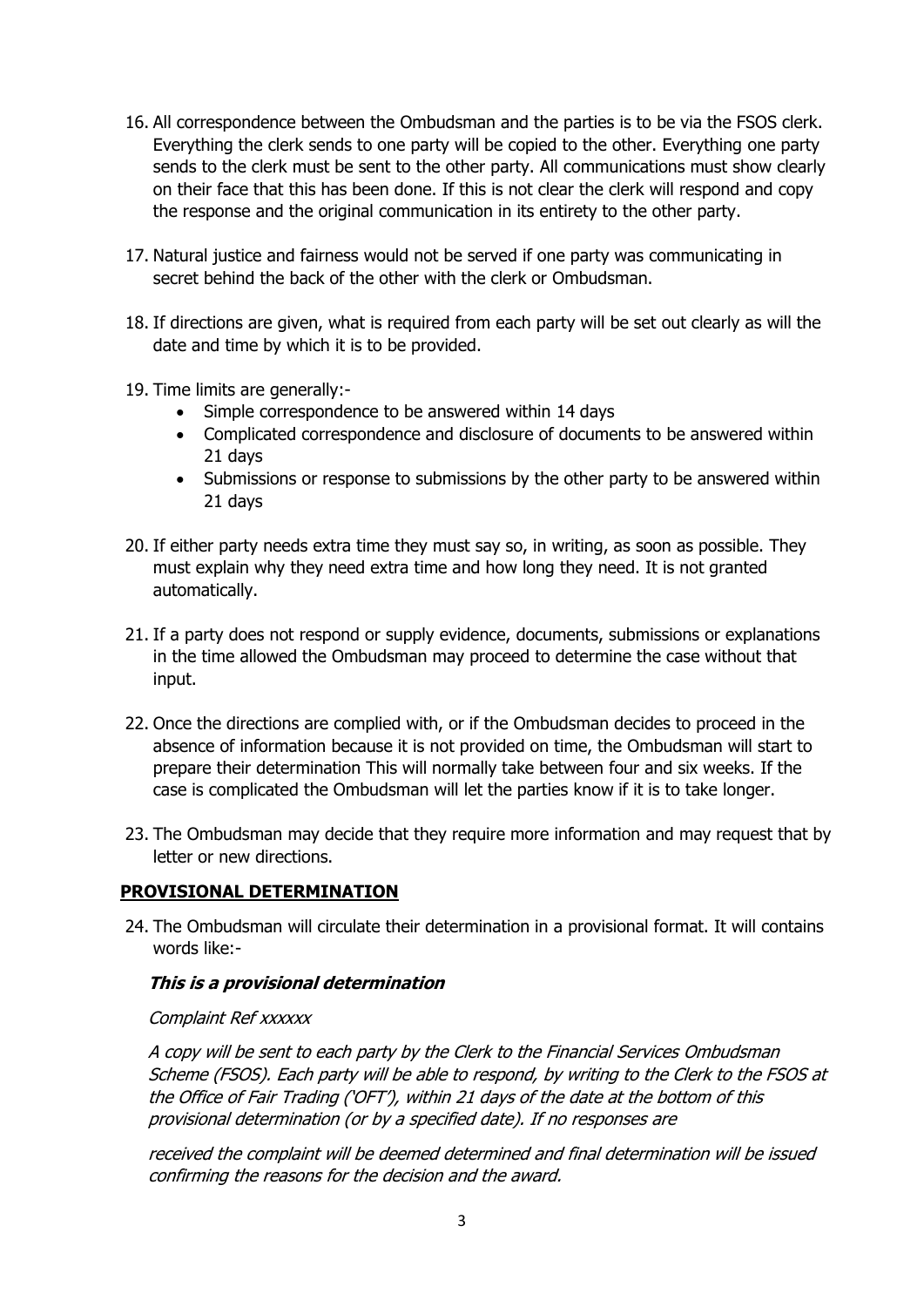16. All correspondence between the Ombudsman and the parties is to be via the FSOS clerk. Everything the clerk sends to one party will be copied to the other. Everything one party sends to the clerk must be sent to the other party. All communications must show clearly on their face that this has been done. If this is not clear the clerk will respond and copy the response and the original communication in its entirety to the other party.

17. Natural justice and fairness would not be served if one party was communicating in secret behind the back of the other with the clerk or Ombudsman.

18. If directions are given, what is required from each party will be set out clearly as will the date and time by which it is to be provided.

19. Time limits are generally:-
    - Simple correspondence to be answered within 14 days
    - Complicated correspondence and disclosure of documents to be answered within 21 days
    - Submissions or response to submissions by the other party to be answered within 21 days

20. If either party needs extra time they must say so, in writing, as soon as possible. They must explain why they need extra time and how long they need. It is not granted automatically.

21. If a party does not respond or supply evidence, documents, submissions or explanations in the time allowed the Ombudsman may proceed to determine the case without that input.

22. Once the directions are complied with, or if the Ombudsman decides to proceed in the absence of information because it is not provided on time, the Ombudsman will start to prepare their determination This will normally take between four and six weeks. If the case is complicated the Ombudsman will let the parties know if it is to take longer.

23. The Ombudsman may decide that they require more information and may request that by letter or new directions.

## PROVISIONAL DETERMINATION

24. The Ombudsman will circulate their determination in a provisional format. It will contains words like:-

    ***This is a provisional determination***

    *Complaint Ref xxxxxx*

    *A copy will be sent to each party by the Clerk to the Financial Services Ombudsman Scheme (FSOS). Each party will be able to respond, by writing to the Clerk to the FSOS at the Office of Fair Trading ('OFT'), within 21 days of the date at the bottom of this provisional determination (or by a specified date). If no responses are received the complaint will be deemed determined and final determination will be issued confirming the reasons for the decision and the award.*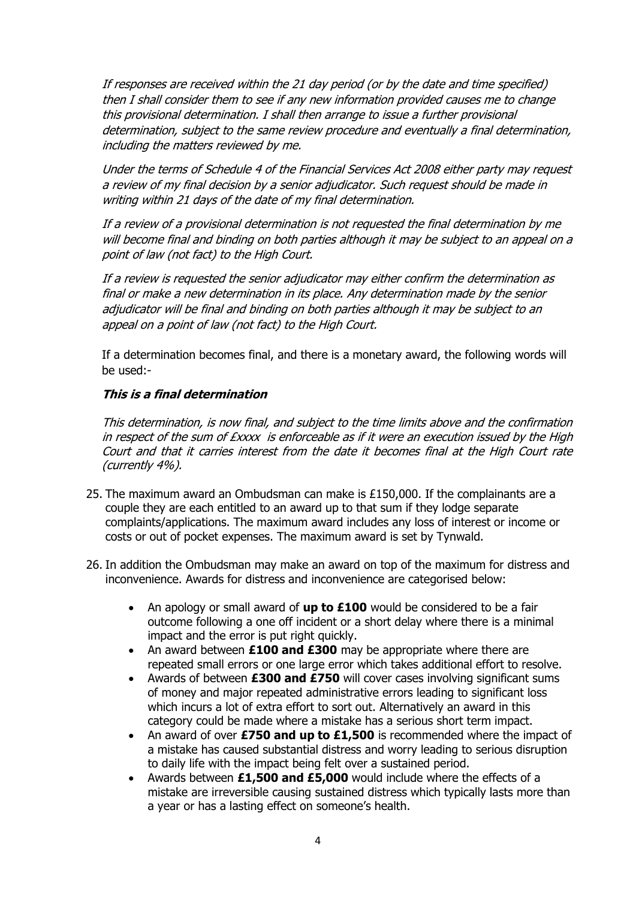*If responses are received within the 21 day period (or by the date and time specified) then I shall consider them to see if any new information provided causes me to change this provisional determination. I shall then arrange to issue a further provisional determination, subject to the same review procedure and eventually a final determination, including the matters reviewed by me.*

*Under the terms of Schedule 4 of the Financial Services Act 2008 either party may request a review of my final decision by a senior adjudicator. Such request should be made in writing within 21 days of the date of my final determination.*

*If a review of a provisional determination is not requested the final determination by me will become final and binding on both parties although it may be subject to an appeal on a point of law (not fact) to the High Court.*

*If a review is requested the senior adjudicator may either confirm the determination as final or make a new determination in its place. Any determination made by the senior adjudicator will be final and binding on both parties although it may be subject to an appeal on a point of law (not fact) to the High Court.*

If a determination becomes final, and there is a monetary award, the following words will be used:-

***This is a final determination***

*This determination, is now final, and subject to the time limits above and the confirmation in respect of the sum of £xxxx is enforceable as if it were an execution issued by the High Court and that it carries interest from the date it becomes final at the High Court rate (currently 4%).*

25. The maximum award an Ombudsman can make is £150,000. If the complainants are a couple they are each entitled to an award up to that sum if they lodge separate complaints/applications. The maximum award includes any loss of interest or income or costs or out of pocket expenses. The maximum award is set by Tynwald.

26. In addition the Ombudsman may make an award on top of the maximum for distress and inconvenience. Awards for distress and inconvenience are categorised below:

    - An apology or small award of **up to £100** would be considered to be a fair outcome following a one off incident or a short delay where there is a minimal impact and the error is put right quickly.
    - An award between **£100 and £300** may be appropriate where there are repeated small errors or one large error which takes additional effort to resolve.
    - Awards of between **£300 and £750** will cover cases involving significant sums of money and major repeated administrative errors leading to significant loss which incurs a lot of extra effort to sort out. Alternatively an award in this category could be made where a mistake has a serious short term impact.
    - An award of over **£750 and up to £1,500** is recommended where the impact of a mistake has caused substantial distress and worry leading to serious disruption to daily life with the impact being felt over a sustained period.
    - Awards between **£1,500 and £5,000** would include where the effects of a mistake are irreversible causing sustained distress which typically lasts more than a year or has a lasting effect on someone's health.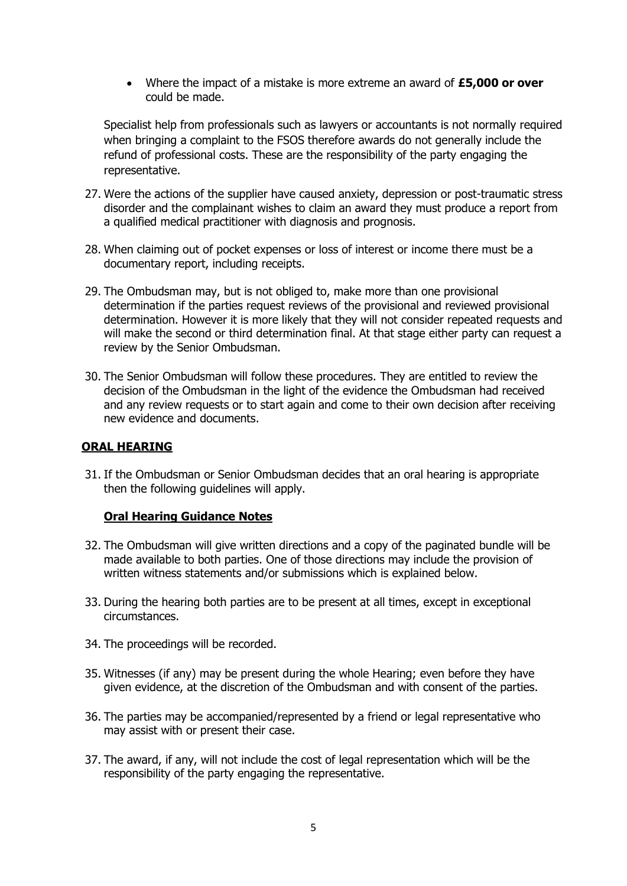- Where the impact of a mistake is more extreme an award of **£5,000 or over** could be made.

Specialist help from professionals such as lawyers or accountants is not normally required when bringing a complaint to the FSOS therefore awards do not generally include the refund of professional costs. These are the responsibility of the party engaging the representative.

27. Were the actions of the supplier have caused anxiety, depression or post-traumatic stress disorder and the complainant wishes to claim an award they must produce a report from a qualified medical practitioner with diagnosis and prognosis.

28. When claiming out of pocket expenses or loss of interest or income there must be a documentary report, including receipts.

29. The Ombudsman may, but is not obliged to, make more than one provisional determination if the parties request reviews of the provisional and reviewed provisional determination. However it is more likely that they will not consider repeated requests and will make the second or third determination final. At that stage either party can request a review by the Senior Ombudsman.

30. The Senior Ombudsman will follow these procedures. They are entitled to review the decision of the Ombudsman in the light of the evidence the Ombudsman had received and any review requests or to start again and come to their own decision after receiving new evidence and documents.

## ORAL HEARING

31. If the Ombudsman or Senior Ombudsman decides that an oral hearing is appropriate then the following guidelines will apply.

### Oral Hearing Guidance Notes

32. The Ombudsman will give written directions and a copy of the paginated bundle will be made available to both parties. One of those directions may include the provision of written witness statements and/or submissions which is explained below.

33. During the hearing both parties are to be present at all times, except in exceptional circumstances.

34. The proceedings will be recorded.

35. Witnesses (if any) may be present during the whole Hearing; even before they have given evidence, at the discretion of the Ombudsman and with consent of the parties.

36. The parties may be accompanied/represented by a friend or legal representative who may assist with or present their case.

37. The award, if any, will not include the cost of legal representation which will be the responsibility of the party engaging the representative.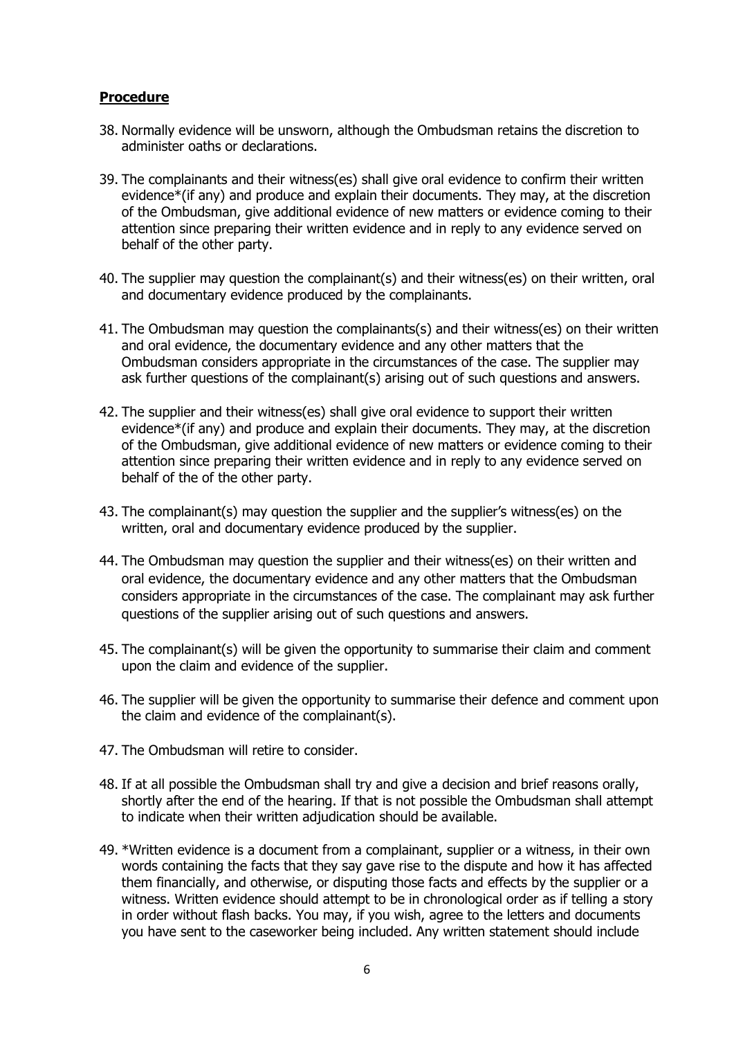**Procedure**

38. Normally evidence will be unsworn, although the Ombudsman retains the discretion to administer oaths or declarations.

39. The complainants and their witness(es) shall give oral evidence to confirm their written evidence*(if any) and produce and explain their documents. They may, at the discretion of the Ombudsman, give additional evidence of new matters or evidence coming to their attention since preparing their written evidence and in reply to any evidence served on behalf of the other party.

40. The supplier may question the complainant(s) and their witness(es) on their written, oral and documentary evidence produced by the complainants.

41. The Ombudsman may question the complainants(s) and their witness(es) on their written and oral evidence, the documentary evidence and any other matters that the Ombudsman considers appropriate in the circumstances of the case. The supplier may ask further questions of the complainant(s) arising out of such questions and answers.

42. The supplier and their witness(es) shall give oral evidence to support their written evidence*(if any) and produce and explain their documents. They may, at the discretion of the Ombudsman, give additional evidence of new matters or evidence coming to their attention since preparing their written evidence and in reply to any evidence served on behalf of the of the other party.

43. The complainant(s) may question the supplier and the supplier's witness(es) on the written, oral and documentary evidence produced by the supplier.

44. The Ombudsman may question the supplier and their witness(es) on their written and oral evidence, the documentary evidence and any other matters that the Ombudsman considers appropriate in the circumstances of the case. The complainant may ask further questions of the supplier arising out of such questions and answers.

45. The complainant(s) will be given the opportunity to summarise their claim and comment upon the claim and evidence of the supplier.

46. The supplier will be given the opportunity to summarise their defence and comment upon the claim and evidence of the complainant(s).

47. The Ombudsman will retire to consider.

48. If at all possible the Ombudsman shall try and give a decision and brief reasons orally, shortly after the end of the hearing. If that is not possible the Ombudsman shall attempt to indicate when their written adjudication should be available.

49. *Written evidence is a document from a complainant, supplier or a witness, in their own words containing the facts that they say gave rise to the dispute and how it has affected them financially, and otherwise, or disputing those facts and effects by the supplier or a witness. Written evidence should attempt to be in chronological order as if telling a story in order without flash backs. You may, if you wish, agree to the letters and documents you have sent to the caseworker being included. Any written statement should include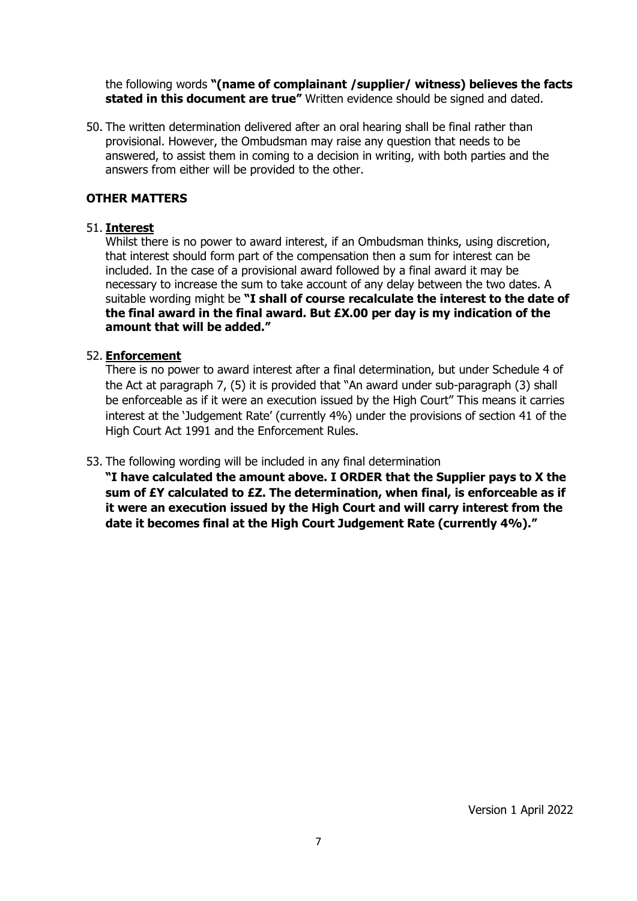the following words **"(name of complainant /supplier/ witness) believes the facts stated in this document are true"** Written evidence should be signed and dated.

50. The written determination delivered after an oral hearing shall be final rather than provisional. However, the Ombudsman may raise any question that needs to be answered, to assist them in coming to a decision in writing, with both parties and the answers from either will be provided to the other.

## OTHER MATTERS

51. **<u>Interest</u>**
Whilst there is no power to award interest, if an Ombudsman thinks, using discretion, that interest should form part of the compensation then a sum for interest can be included. In the case of a provisional award followed by a final award it may be necessary to increase the sum to take account of any delay between the two dates. A suitable wording might be **"I shall of course recalculate the interest to the date of the final award in the final award. But £X.00 per day is my indication of the amount that will be added."**

52. **<u>Enforcement</u>**
There is no power to award interest after a final determination, but under Schedule 4 of the Act at paragraph 7, (5) it is provided that "An award under sub-paragraph (3) shall be enforceable as if it were an execution issued by the High Court" This means it carries interest at the 'Judgement Rate' (currently 4%) under the provisions of section 41 of the High Court Act 1991 and the Enforcement Rules.

53. The following wording will be included in any final determination
**"I have calculated the amount above. I ORDER that the Supplier pays to X the sum of £Y calculated to £Z. The determination, when final, is enforceable as if it were an execution issued by the High Court and will carry interest from the date it becomes final at the High Court Judgement Rate (currently 4%)."**

Version 1 April 2022